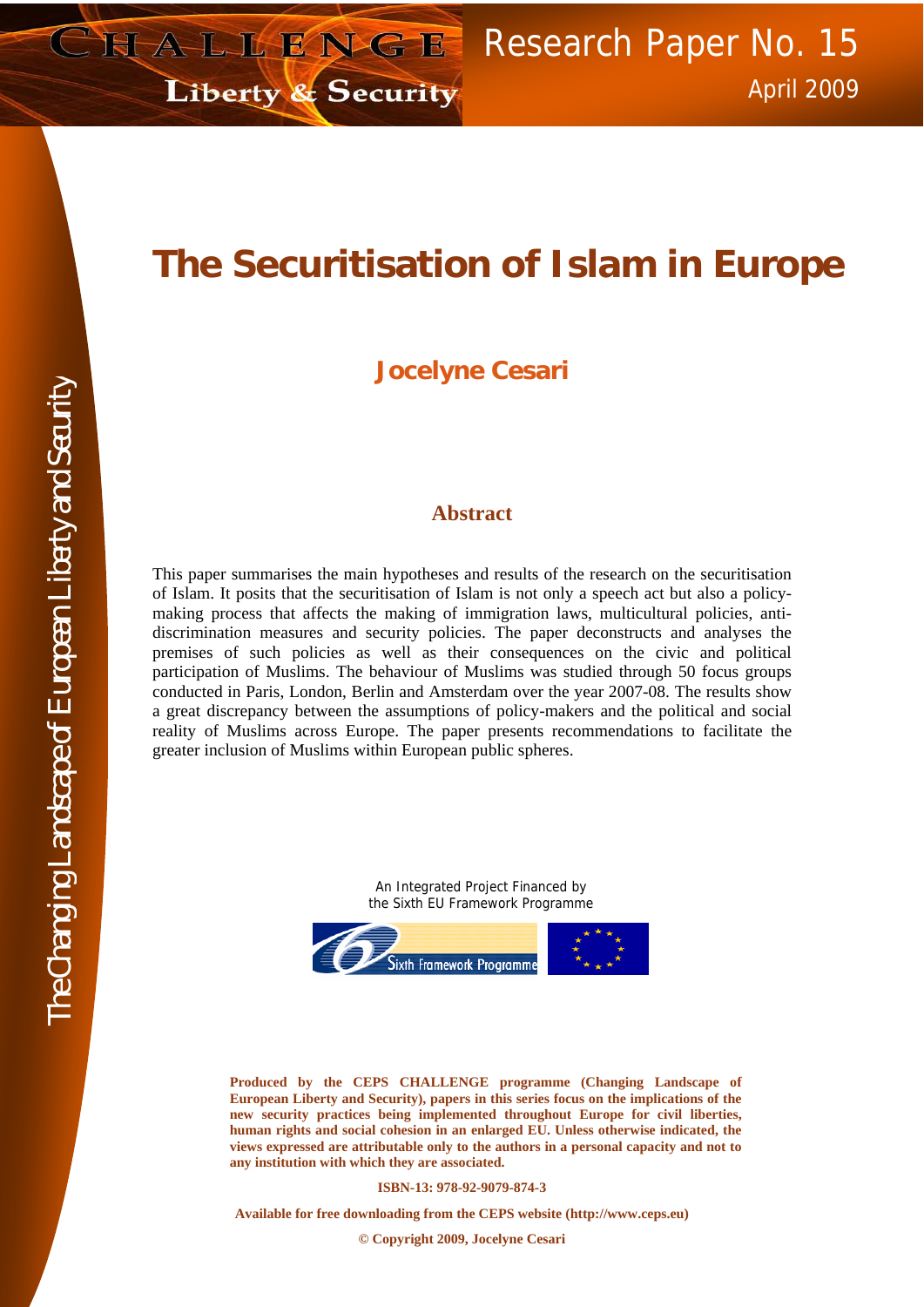CHALLENGE Liberty & Security

Research Paper No. 15
April 2009

# The Securitisation of Islam in Europe

## Jocelyne Cesari

### Abstract

This paper summarises the main hypotheses and results of the research on the securitisation of Islam. It posits that the securitisation of Islam is not only a speech act but also a policy-making process that affects the making of immigration laws, multicultural policies, anti-discrimination measures and security policies. The paper deconstructs and analyses the premises of such policies as well as their consequences on the civic and political participation of Muslims. The behaviour of Muslims was studied through 50 focus groups conducted in Paris, London, Berlin and Amsterdam over the year 2007-08. The results show a great discrepancy between the assumptions of policy-makers and the political and social reality of Muslims across Europe. The paper presents recommendations to facilitate the greater inclusion of Muslims within European public spheres.

An Integrated Project Financed by the Sixth EU Framework Programme

Sixth Framework Programme

The Changing Landscape of European Liberty and Security

**Produced by the CEPS CHALLENGE programme (Changing Landscape of European Liberty and Security), papers in this series focus on the implications of the new security practices being implemented throughout Europe for civil liberties, human rights and social cohesion in an enlarged EU. Unless otherwise indicated, the views expressed are attributable only to the authors in a personal capacity and not to any institution with which they are associated.**

**ISBN-13: 978-92-9079-874-3**

**Available for free downloading from the CEPS website (http://www.ceps.eu)**

**© Copyright 2009, Jocelyne Cesari**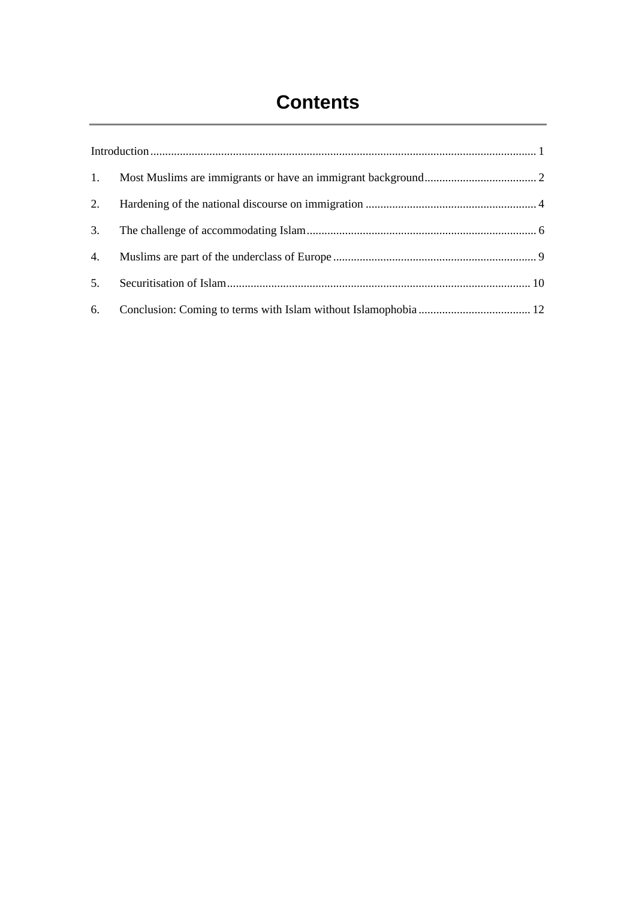# Contents

Introduction .................................................................................................................................. 1

1. Most Muslims are immigrants or have an immigrant background ...................................... 2
2. Hardening of the national discourse on immigration .......................................................... 4
3. The challenge of accommodating Islam ............................................................................. 6
4. Muslims are part of the underclass of Europe ..................................................................... 9
5. Securitisation of Islam ....................................................................................................... 10
6. Conclusion: Coming to terms with Islam without Islamophobia ...................................... 12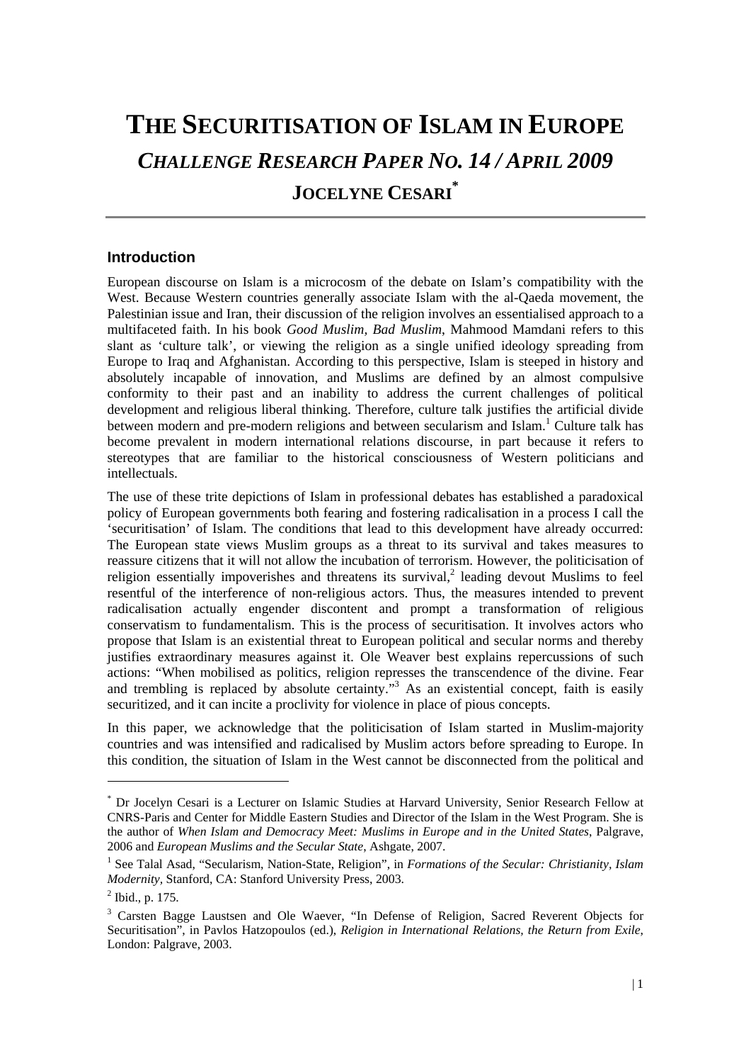# THE SECURITISATION OF ISLAM IN EUROPE

## *CHALLENGE RESEARCH PAPER NO. 14 / APRIL 2009*

### JOCELYNE CESARI*

## Introduction

European discourse on Islam is a microcosm of the debate on Islam's compatibility with the West. Because Western countries generally associate Islam with the al-Qaeda movement, the Palestinian issue and Iran, their discussion of the religion involves an essentialised approach to a multifaceted faith. In his book *Good Muslim, Bad Muslim*, Mahmood Mamdani refers to this slant as 'culture talk', or viewing the religion as a single unified ideology spreading from Europe to Iraq and Afghanistan. According to this perspective, Islam is steeped in history and absolutely incapable of innovation, and Muslims are defined by an almost compulsive conformity to their past and an inability to address the current challenges of political development and religious liberal thinking. Therefore, culture talk justifies the artificial divide between modern and pre-modern religions and between secularism and Islam.[1] Culture talk has become prevalent in modern international relations discourse, in part because it refers to stereotypes that are familiar to the historical consciousness of Western politicians and intellectuals.

The use of these trite depictions of Islam in professional debates has established a paradoxical policy of European governments both fearing and fostering radicalisation in a process I call the 'securitisation' of Islam. The conditions that lead to this development have already occurred: The European state views Muslim groups as a threat to its survival and takes measures to reassure citizens that it will not allow the incubation of terrorism. However, the politicisation of religion essentially impoverishes and threatens its survival,[2] leading devout Muslims to feel resentful of the interference of non-religious actors. Thus, the measures intended to prevent radicalisation actually engender discontent and prompt a transformation of religious conservatism to fundamentalism. This is the process of securitisation. It involves actors who propose that Islam is an existential threat to European political and secular norms and thereby justifies extraordinary measures against it. Ole Weaver best explains repercussions of such actions: "When mobilised as politics, religion represses the transcendence of the divine. Fear and trembling is replaced by absolute certainty."[3] As an existential concept, faith is easily securitized, and it can incite a proclivity for violence in place of pious concepts.

In this paper, we acknowledge that the politicisation of Islam started in Muslim-majority countries and was intensified and radicalised by Muslim actors before spreading to Europe. In this condition, the situation of Islam in the West cannot be disconnected from the political and

---

* Dr Jocelyn Cesari is a Lecturer on Islamic Studies at Harvard University, Senior Research Fellow at CNRS-Paris and Center for Middle Eastern Studies and Director of the Islam in the West Program. She is the author of *When Islam and Democracy Meet: Muslims in Europe and in the United States*, Palgrave, 2006 and *European Muslims and the Secular State*, Ashgate, 2007.

[1] See Talal Asad, "Secularism, Nation-State, Religion", in *Formations of the Secular: Christianity, Islam Modernity*, Stanford, CA: Stanford University Press, 2003.

[2] Ibid., p. 175.

[3] Carsten Bagge Laustsen and Ole Waever, "In Defense of Religion, Sacred Reverent Objects for Securitisation", in Pavlos Hatzopoulos (ed.), *Religion in International Relations, the Return from Exile*, London: Palgrave, 2003.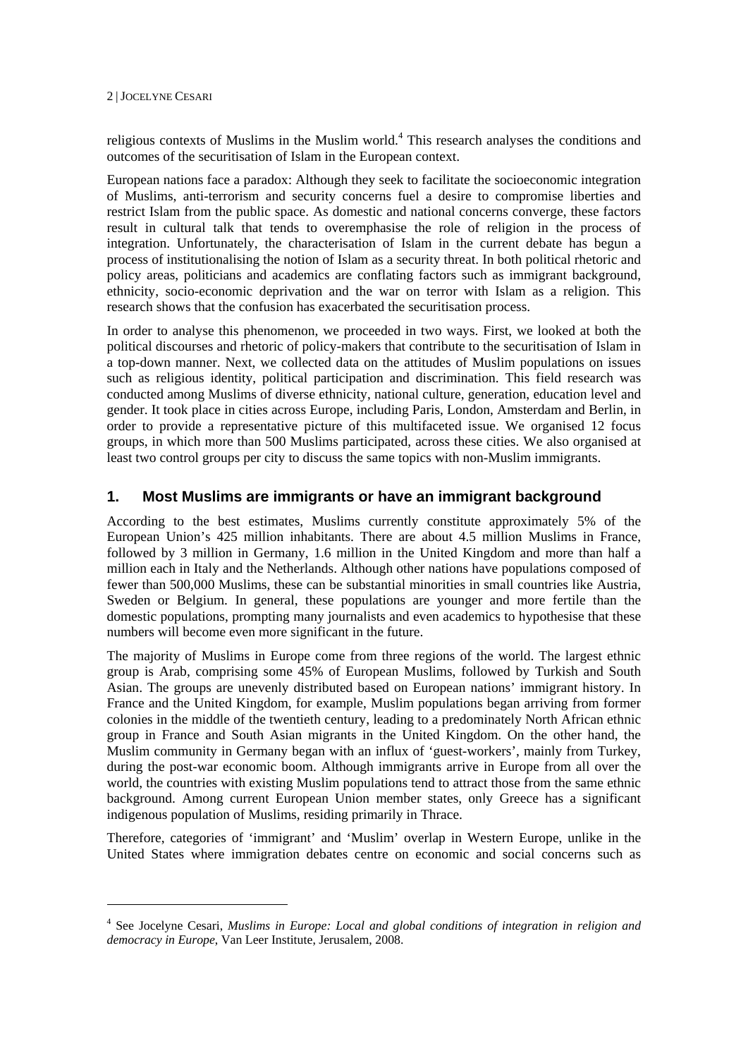religious contexts of Muslims in the Muslim world.[4] This research analyses the conditions and outcomes of the securitisation of Islam in the European context.

European nations face a paradox: Although they seek to facilitate the socioeconomic integration of Muslims, anti-terrorism and security concerns fuel a desire to compromise liberties and restrict Islam from the public space. As domestic and national concerns converge, these factors result in cultural talk that tends to overemphasise the role of religion in the process of integration. Unfortunately, the characterisation of Islam in the current debate has begun a process of institutionalising the notion of Islam as a security threat. In both political rhetoric and policy areas, politicians and academics are conflating factors such as immigrant background, ethnicity, socio-economic deprivation and the war on terror with Islam as a religion. This research shows that the confusion has exacerbated the securitisation process.

In order to analyse this phenomenon, we proceeded in two ways. First, we looked at both the political discourses and rhetoric of policy-makers that contribute to the securitisation of Islam in a top-down manner. Next, we collected data on the attitudes of Muslim populations on issues such as religious identity, political participation and discrimination. This field research was conducted among Muslims of diverse ethnicity, national culture, generation, education level and gender. It took place in cities across Europe, including Paris, London, Amsterdam and Berlin, in order to provide a representative picture of this multifaceted issue. We organised 12 focus groups, in which more than 500 Muslims participated, across these cities. We also organised at least two control groups per city to discuss the same topics with non-Muslim immigrants.

## 1. Most Muslims are immigrants or have an immigrant background

According to the best estimates, Muslims currently constitute approximately 5% of the European Union's 425 million inhabitants. There are about 4.5 million Muslims in France, followed by 3 million in Germany, 1.6 million in the United Kingdom and more than half a million each in Italy and the Netherlands. Although other nations have populations composed of fewer than 500,000 Muslims, these can be substantial minorities in small countries like Austria, Sweden or Belgium. In general, these populations are younger and more fertile than the domestic populations, prompting many journalists and even academics to hypothesise that these numbers will become even more significant in the future.

The majority of Muslims in Europe come from three regions of the world. The largest ethnic group is Arab, comprising some 45% of European Muslims, followed by Turkish and South Asian. The groups are unevenly distributed based on European nations' immigrant history. In France and the United Kingdom, for example, Muslim populations began arriving from former colonies in the middle of the twentieth century, leading to a predominately North African ethnic group in France and South Asian migrants in the United Kingdom. On the other hand, the Muslim community in Germany began with an influx of 'guest-workers', mainly from Turkey, during the post-war economic boom. Although immigrants arrive in Europe from all over the world, the countries with existing Muslim populations tend to attract those from the same ethnic background. Among current European Union member states, only Greece has a significant indigenous population of Muslims, residing primarily in Thrace.

Therefore, categories of 'immigrant' and 'Muslim' overlap in Western Europe, unlike in the United States where immigration debates centre on economic and social concerns such as

---

[4] See Jocelyne Cesari, *Muslims in Europe: Local and global conditions of integration in religion and democracy in Europe*, Van Leer Institute, Jerusalem, 2008.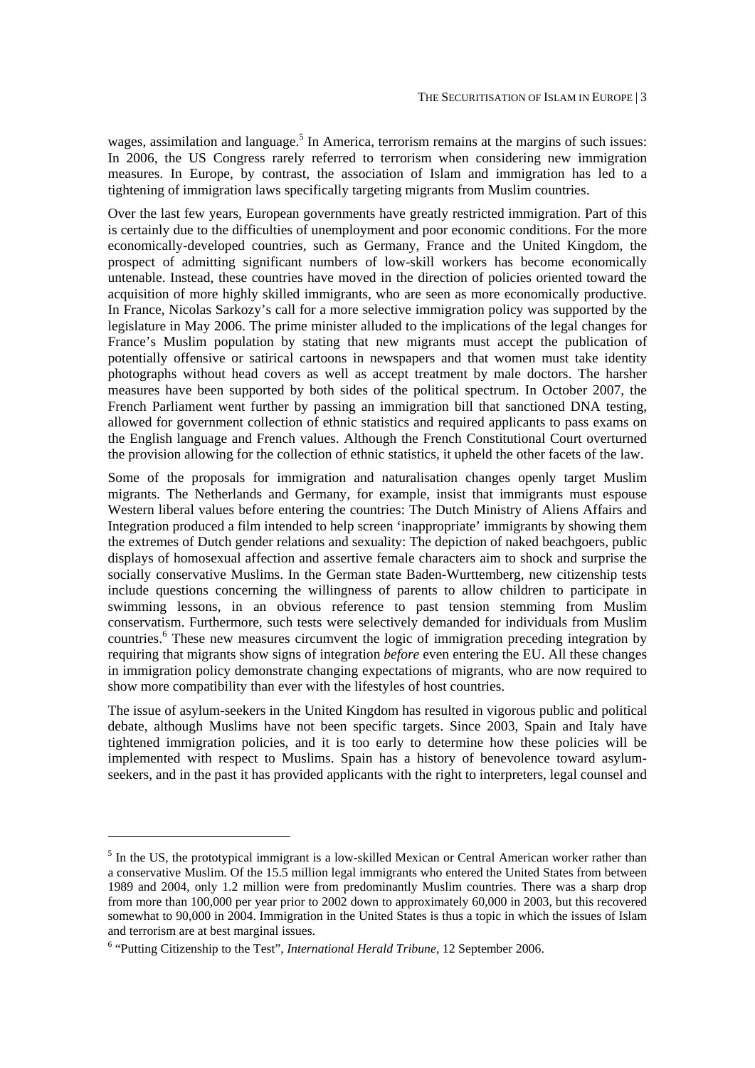wages, assimilation and language.[5] In America, terrorism remains at the margins of such issues: In 2006, the US Congress rarely referred to terrorism when considering new immigration measures. In Europe, by contrast, the association of Islam and immigration has led to a tightening of immigration laws specifically targeting migrants from Muslim countries.

Over the last few years, European governments have greatly restricted immigration. Part of this is certainly due to the difficulties of unemployment and poor economic conditions. For the more economically-developed countries, such as Germany, France and the United Kingdom, the prospect of admitting significant numbers of low-skill workers has become economically untenable. Instead, these countries have moved in the direction of policies oriented toward the acquisition of more highly skilled immigrants, who are seen as more economically productive. In France, Nicolas Sarkozy's call for a more selective immigration policy was supported by the legislature in May 2006. The prime minister alluded to the implications of the legal changes for France's Muslim population by stating that new migrants must accept the publication of potentially offensive or satirical cartoons in newspapers and that women must take identity photographs without head covers as well as accept treatment by male doctors. The harsher measures have been supported by both sides of the political spectrum. In October 2007, the French Parliament went further by passing an immigration bill that sanctioned DNA testing, allowed for government collection of ethnic statistics and required applicants to pass exams on the English language and French values. Although the French Constitutional Court overturned the provision allowing for the collection of ethnic statistics, it upheld the other facets of the law.

Some of the proposals for immigration and naturalisation changes openly target Muslim migrants. The Netherlands and Germany, for example, insist that immigrants must espouse Western liberal values before entering the countries: The Dutch Ministry of Aliens Affairs and Integration produced a film intended to help screen 'inappropriate' immigrants by showing them the extremes of Dutch gender relations and sexuality: The depiction of naked beachgoers, public displays of homosexual affection and assertive female characters aim to shock and surprise the socially conservative Muslims. In the German state Baden-Wurttemberg, new citizenship tests include questions concerning the willingness of parents to allow children to participate in swimming lessons, in an obvious reference to past tension stemming from Muslim conservatism. Furthermore, such tests were selectively demanded for individuals from Muslim countries.[6] These new measures circumvent the logic of immigration preceding integration by requiring that migrants show signs of integration *before* even entering the EU. All these changes in immigration policy demonstrate changing expectations of migrants, who are now required to show more compatibility than ever with the lifestyles of host countries.

The issue of asylum-seekers in the United Kingdom has resulted in vigorous public and political debate, although Muslims have not been specific targets. Since 2003, Spain and Italy have tightened immigration policies, and it is too early to determine how these policies will be implemented with respect to Muslims. Spain has a history of benevolence toward asylum-seekers, and in the past it has provided applicants with the right to interpreters, legal counsel and

---

[5] In the US, the prototypical immigrant is a low-skilled Mexican or Central American worker rather than a conservative Muslim. Of the 15.5 million legal immigrants who entered the United States from between 1989 and 2004, only 1.2 million were from predominantly Muslim countries. There was a sharp drop from more than 100,000 per year prior to 2002 down to approximately 60,000 in 2003, but this recovered somewhat to 90,000 in 2004. Immigration in the United States is thus a topic in which the issues of Islam and terrorism are at best marginal issues.

[6] "Putting Citizenship to the Test", *International Herald Tribune*, 12 September 2006.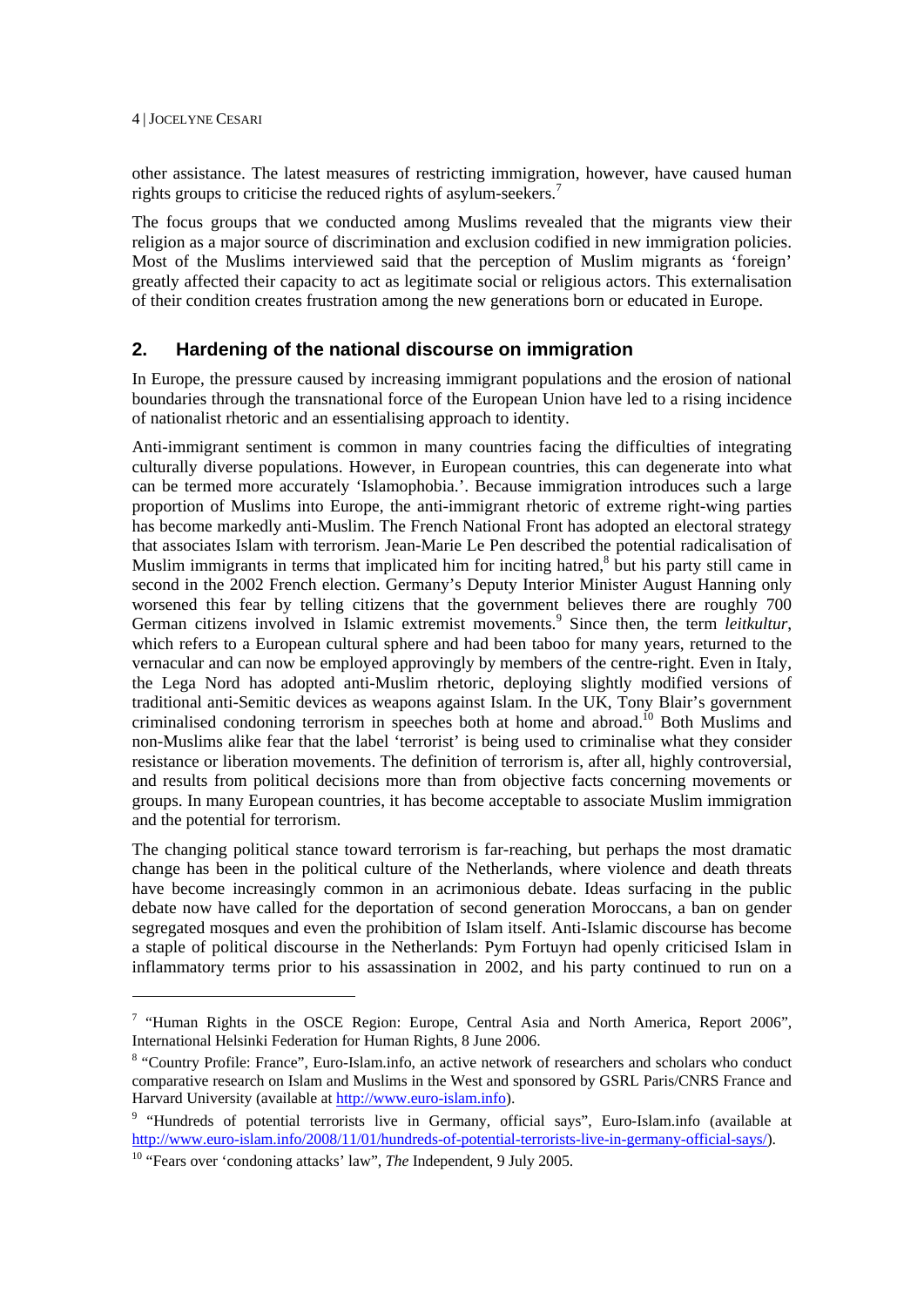other assistance. The latest measures of restricting immigration, however, have caused human rights groups to criticise the reduced rights of asylum-seekers.[7]

The focus groups that we conducted among Muslims revealed that the migrants view their religion as a major source of discrimination and exclusion codified in new immigration policies. Most of the Muslims interviewed said that the perception of Muslim migrants as 'foreign' greatly affected their capacity to act as legitimate social or religious actors. This externalisation of their condition creates frustration among the new generations born or educated in Europe.

## 2. Hardening of the national discourse on immigration

In Europe, the pressure caused by increasing immigrant populations and the erosion of national boundaries through the transnational force of the European Union have led to a rising incidence of nationalist rhetoric and an essentialising approach to identity.

Anti-immigrant sentiment is common in many countries facing the difficulties of integrating culturally diverse populations. However, in European countries, this can degenerate into what can be termed more accurately 'Islamophobia.'. Because immigration introduces such a large proportion of Muslims into Europe, the anti-immigrant rhetoric of extreme right-wing parties has become markedly anti-Muslim. The French National Front has adopted an electoral strategy that associates Islam with terrorism. Jean-Marie Le Pen described the potential radicalisation of Muslim immigrants in terms that implicated him for inciting hatred,[8] but his party still came in second in the 2002 French election. Germany's Deputy Interior Minister August Hanning only worsened this fear by telling citizens that the government believes there are roughly 700 German citizens involved in Islamic extremist movements.[9] Since then, the term *leitkultur*, which refers to a European cultural sphere and had been taboo for many years, returned to the vernacular and can now be employed approvingly by members of the centre-right. Even in Italy, the Lega Nord has adopted anti-Muslim rhetoric, deploying slightly modified versions of traditional anti-Semitic devices as weapons against Islam. In the UK, Tony Blair's government criminalised condoning terrorism in speeches both at home and abroad.[10] Both Muslims and non-Muslims alike fear that the label 'terrorist' is being used to criminalise what they consider resistance or liberation movements. The definition of terrorism is, after all, highly controversial, and results from political decisions more than from objective facts concerning movements or groups. In many European countries, it has become acceptable to associate Muslim immigration and the potential for terrorism.

The changing political stance toward terrorism is far-reaching, but perhaps the most dramatic change has been in the political culture of the Netherlands, where violence and death threats have become increasingly common in an acrimonious debate. Ideas surfacing in the public debate now have called for the deportation of second generation Moroccans, a ban on gender segregated mosques and even the prohibition of Islam itself. Anti-Islamic discourse has become a staple of political discourse in the Netherlands: Pym Fortuyn had openly criticised Islam in inflammatory terms prior to his assassination in 2002, and his party continued to run on a

---

[7] "Human Rights in the OSCE Region: Europe, Central Asia and North America, Report 2006", International Helsinki Federation for Human Rights, 8 June 2006.

[8] "Country Profile: France", Euro-Islam.info, an active network of researchers and scholars who conduct comparative research on Islam and Muslims in the West and sponsored by GSRL Paris/CNRS France and Harvard University (available at http://www.euro-islam.info).

[9] "Hundreds of potential terrorists live in Germany, official says", Euro-Islam.info (available at http://www.euro-islam.info/2008/11/01/hundreds-of-potential-terrorists-live-in-germany-official-says/).

[10] "Fears over 'condoning attacks' law", *The* Independent, 9 July 2005.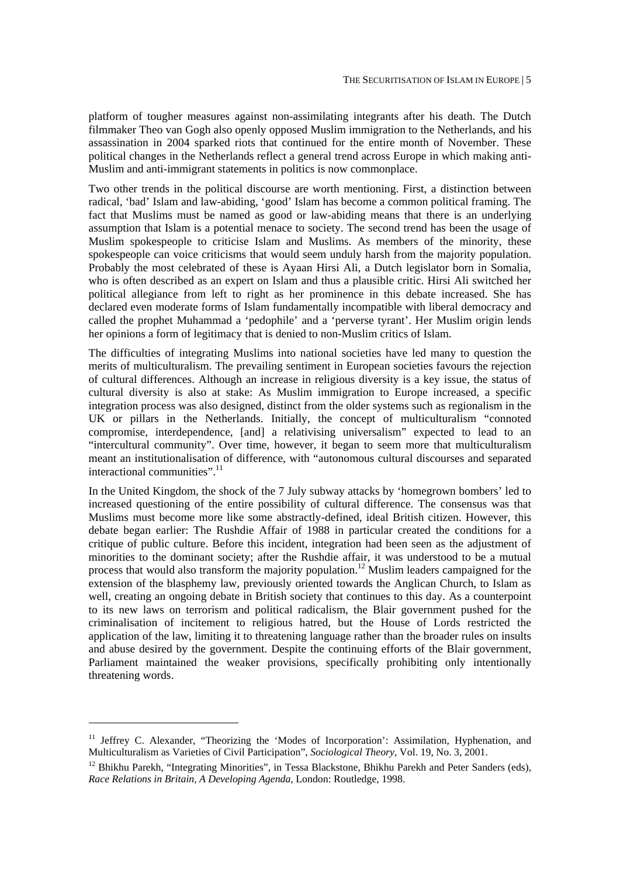platform of tougher measures against non-assimilating integrants after his death. The Dutch filmmaker Theo van Gogh also openly opposed Muslim immigration to the Netherlands, and his assassination in 2004 sparked riots that continued for the entire month of November. These political changes in the Netherlands reflect a general trend across Europe in which making anti-Muslim and anti-immigrant statements in politics is now commonplace.

Two other trends in the political discourse are worth mentioning. First, a distinction between radical, 'bad' Islam and law-abiding, 'good' Islam has become a common political framing. The fact that Muslims must be named as good or law-abiding means that there is an underlying assumption that Islam is a potential menace to society. The second trend has been the usage of Muslim spokespeople to criticise Islam and Muslims. As members of the minority, these spokespeople can voice criticisms that would seem unduly harsh from the majority population. Probably the most celebrated of these is Ayaan Hirsi Ali, a Dutch legislator born in Somalia, who is often described as an expert on Islam and thus a plausible critic. Hirsi Ali switched her political allegiance from left to right as her prominence in this debate increased. She has declared even moderate forms of Islam fundamentally incompatible with liberal democracy and called the prophet Muhammad a 'pedophile' and a 'perverse tyrant'. Her Muslim origin lends her opinions a form of legitimacy that is denied to non-Muslim critics of Islam.

The difficulties of integrating Muslims into national societies have led many to question the merits of multiculturalism. The prevailing sentiment in European societies favours the rejection of cultural differences. Although an increase in religious diversity is a key issue, the status of cultural diversity is also at stake: As Muslim immigration to Europe increased, a specific integration process was also designed, distinct from the older systems such as regionalism in the UK or pillars in the Netherlands. Initially, the concept of multiculturalism "connoted compromise, interdependence, [and] a relativising universalism" expected to lead to an "intercultural community". Over time, however, it began to seem more that multiculturalism meant an institutionalisation of difference, with "autonomous cultural discourses and separated interactional communities".[11]

In the United Kingdom, the shock of the 7 July subway attacks by 'homegrown bombers' led to increased questioning of the entire possibility of cultural difference. The consensus was that Muslims must become more like some abstractly-defined, ideal British citizen. However, this debate began earlier: The Rushdie Affair of 1988 in particular created the conditions for a critique of public culture. Before this incident, integration had been seen as the adjustment of minorities to the dominant society; after the Rushdie affair, it was understood to be a mutual process that would also transform the majority population.[12] Muslim leaders campaigned for the extension of the blasphemy law, previously oriented towards the Anglican Church, to Islam as well, creating an ongoing debate in British society that continues to this day. As a counterpoint to its new laws on terrorism and political radicalism, the Blair government pushed for the criminalisation of incitement to religious hatred, but the House of Lords restricted the application of the law, limiting it to threatening language rather than the broader rules on insults and abuse desired by the government. Despite the continuing efforts of the Blair government, Parliament maintained the weaker provisions, specifically prohibiting only intentionally threatening words.

---

[11] Jeffrey C. Alexander, "Theorizing the 'Modes of Incorporation': Assimilation, Hyphenation, and Multiculturalism as Varieties of Civil Participation", *Sociological Theory*, Vol. 19, No. 3, 2001.

[12] Bhikhu Parekh, "Integrating Minorities", in Tessa Blackstone, Bhikhu Parekh and Peter Sanders (eds), *Race Relations in Britain, A Developing Agenda*, London: Routledge, 1998.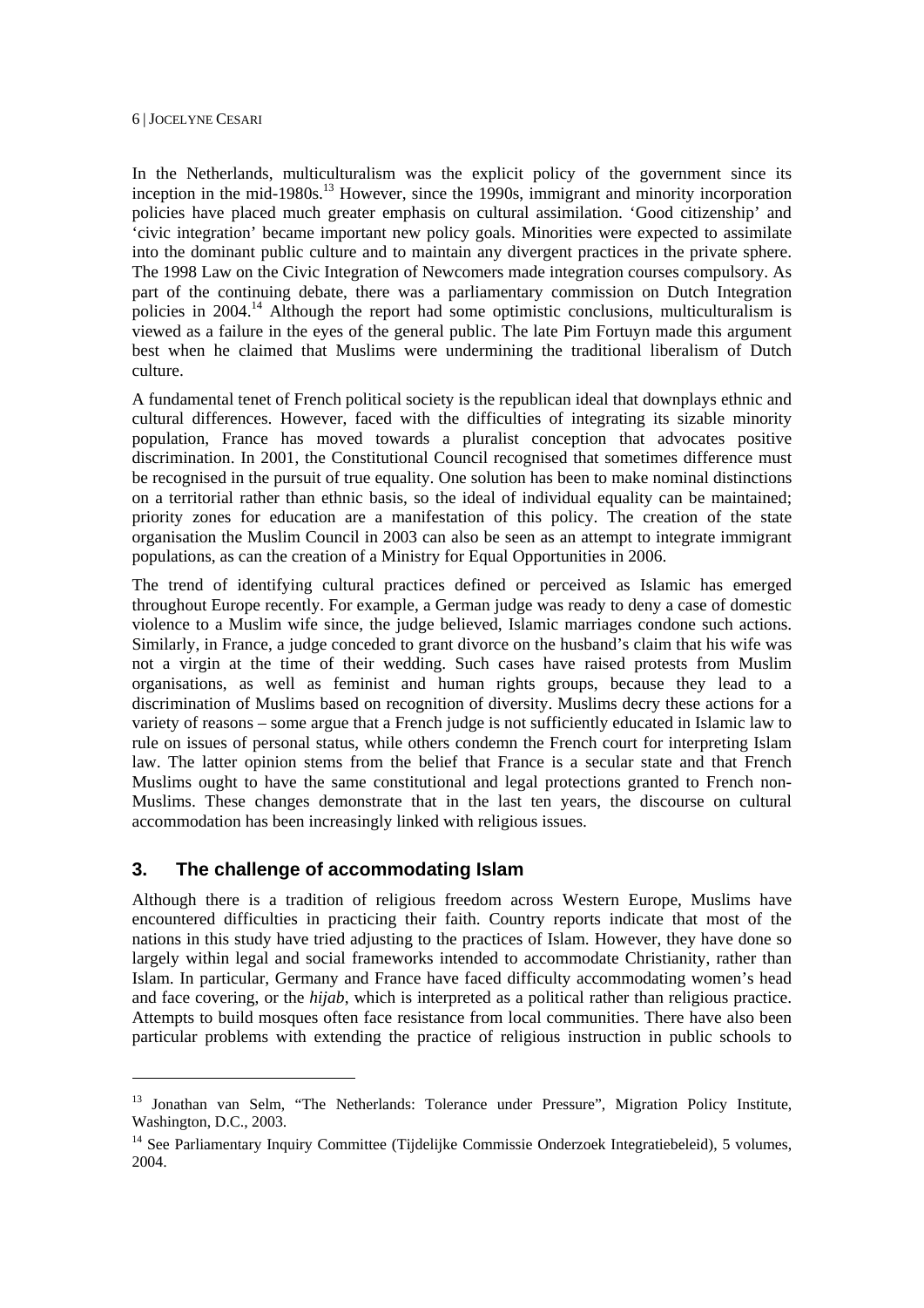In the Netherlands, multiculturalism was the explicit policy of the government since its inception in the mid-1980s.[13] However, since the 1990s, immigrant and minority incorporation policies have placed much greater emphasis on cultural assimilation. 'Good citizenship' and 'civic integration' became important new policy goals. Minorities were expected to assimilate into the dominant public culture and to maintain any divergent practices in the private sphere. The 1998 Law on the Civic Integration of Newcomers made integration courses compulsory. As part of the continuing debate, there was a parliamentary commission on Dutch Integration policies in 2004.[14] Although the report had some optimistic conclusions, multiculturalism is viewed as a failure in the eyes of the general public. The late Pim Fortuyn made this argument best when he claimed that Muslims were undermining the traditional liberalism of Dutch culture.

A fundamental tenet of French political society is the republican ideal that downplays ethnic and cultural differences. However, faced with the difficulties of integrating its sizable minority population, France has moved towards a pluralist conception that advocates positive discrimination. In 2001, the Constitutional Council recognised that sometimes difference must be recognised in the pursuit of true equality. One solution has been to make nominal distinctions on a territorial rather than ethnic basis, so the ideal of individual equality can be maintained; priority zones for education are a manifestation of this policy. The creation of the state organisation the Muslim Council in 2003 can also be seen as an attempt to integrate immigrant populations, as can the creation of a Ministry for Equal Opportunities in 2006.

The trend of identifying cultural practices defined or perceived as Islamic has emerged throughout Europe recently. For example, a German judge was ready to deny a case of domestic violence to a Muslim wife since, the judge believed, Islamic marriages condone such actions. Similarly, in France, a judge conceded to grant divorce on the husband's claim that his wife was not a virgin at the time of their wedding. Such cases have raised protests from Muslim organisations, as well as feminist and human rights groups, because they lead to a discrimination of Muslims based on recognition of diversity. Muslims decry these actions for a variety of reasons – some argue that a French judge is not sufficiently educated in Islamic law to rule on issues of personal status, while others condemn the French court for interpreting Islam law. The latter opinion stems from the belief that France is a secular state and that French Muslims ought to have the same constitutional and legal protections granted to French non-Muslims. These changes demonstrate that in the last ten years, the discourse on cultural accommodation has been increasingly linked with religious issues.

## 3. The challenge of accommodating Islam

Although there is a tradition of religious freedom across Western Europe, Muslims have encountered difficulties in practicing their faith. Country reports indicate that most of the nations in this study have tried adjusting to the practices of Islam. However, they have done so largely within legal and social frameworks intended to accommodate Christianity, rather than Islam. In particular, Germany and France have faced difficulty accommodating women's head and face covering, or the *hijab*, which is interpreted as a political rather than religious practice. Attempts to build mosques often face resistance from local communities. There have also been particular problems with extending the practice of religious instruction in public schools to

---

[13] Jonathan van Selm, "The Netherlands: Tolerance under Pressure", Migration Policy Institute, Washington, D.C., 2003.

[14] See Parliamentary Inquiry Committee (Tijdelijke Commissie Onderzoek Integratiebeleid), 5 volumes, 2004.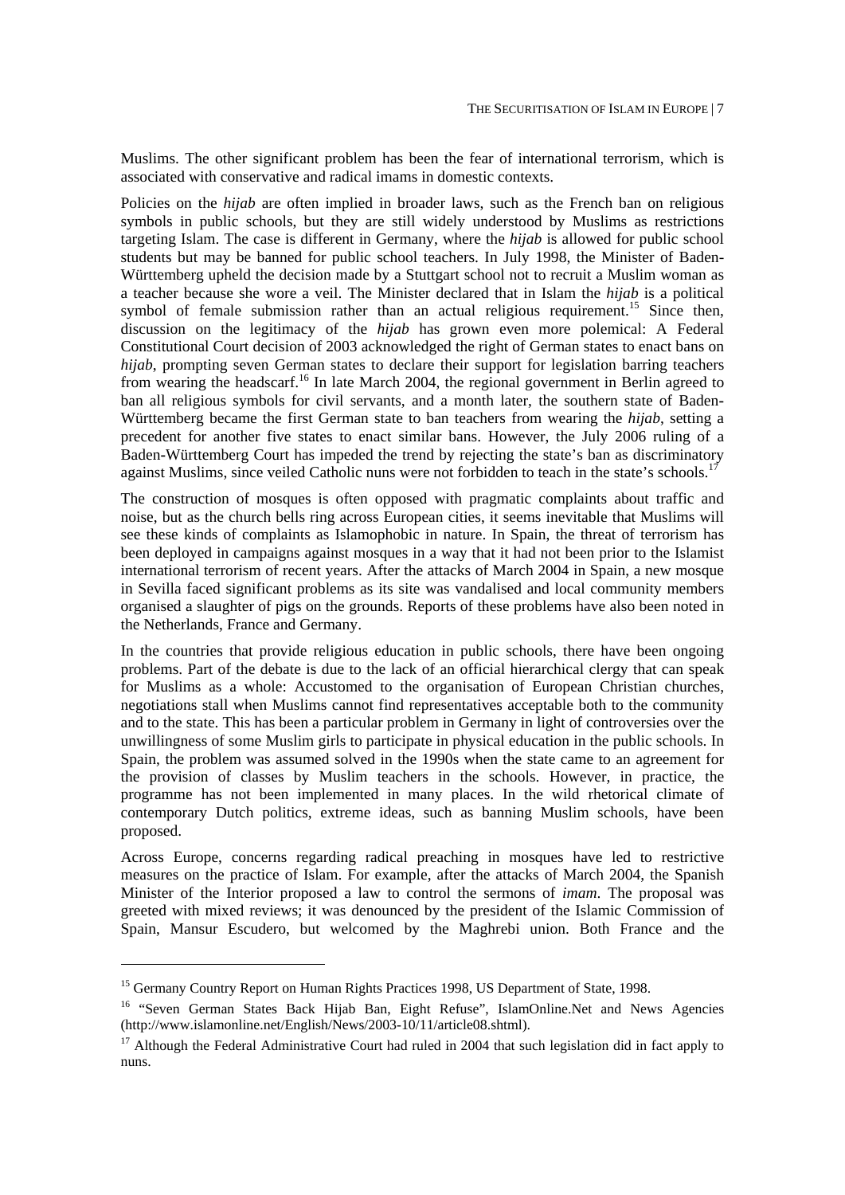Muslims. The other significant problem has been the fear of international terrorism, which is associated with conservative and radical imams in domestic contexts.

Policies on the *hijab* are often implied in broader laws, such as the French ban on religious symbols in public schools, but they are still widely understood by Muslims as restrictions targeting Islam. The case is different in Germany, where the *hijab* is allowed for public school students but may be banned for public school teachers. In July 1998, the Minister of Baden-Württemberg upheld the decision made by a Stuttgart school not to recruit a Muslim woman as a teacher because she wore a veil. The Minister declared that in Islam the *hijab* is a political symbol of female submission rather than an actual religious requirement.[15] Since then, discussion on the legitimacy of the *hijab* has grown even more polemical: A Federal Constitutional Court decision of 2003 acknowledged the right of German states to enact bans on *hijab*, prompting seven German states to declare their support for legislation barring teachers from wearing the headscarf.[16] In late March 2004, the regional government in Berlin agreed to ban all religious symbols for civil servants, and a month later, the southern state of Baden-Württemberg became the first German state to ban teachers from wearing the *hijab*, setting a precedent for another five states to enact similar bans. However, the July 2006 ruling of a Baden-Württemberg Court has impeded the trend by rejecting the state's ban as discriminatory against Muslims, since veiled Catholic nuns were not forbidden to teach in the state's schools.[17]

The construction of mosques is often opposed with pragmatic complaints about traffic and noise, but as the church bells ring across European cities, it seems inevitable that Muslims will see these kinds of complaints as Islamophobic in nature. In Spain, the threat of terrorism has been deployed in campaigns against mosques in a way that it had not been prior to the Islamist international terrorism of recent years. After the attacks of March 2004 in Spain, a new mosque in Sevilla faced significant problems as its site was vandalised and local community members organised a slaughter of pigs on the grounds. Reports of these problems have also been noted in the Netherlands, France and Germany.

In the countries that provide religious education in public schools, there have been ongoing problems. Part of the debate is due to the lack of an official hierarchical clergy that can speak for Muslims as a whole: Accustomed to the organisation of European Christian churches, negotiations stall when Muslims cannot find representatives acceptable both to the community and to the state. This has been a particular problem in Germany in light of controversies over the unwillingness of some Muslim girls to participate in physical education in the public schools. In Spain, the problem was assumed solved in the 1990s when the state came to an agreement for the provision of classes by Muslim teachers in the schools. However, in practice, the programme has not been implemented in many places. In the wild rhetorical climate of contemporary Dutch politics, extreme ideas, such as banning Muslim schools, have been proposed.

Across Europe, concerns regarding radical preaching in mosques have led to restrictive measures on the practice of Islam. For example, after the attacks of March 2004, the Spanish Minister of the Interior proposed a law to control the sermons of *imam*. The proposal was greeted with mixed reviews; it was denounced by the president of the Islamic Commission of Spain, Mansur Escudero, but welcomed by the Maghrebi union. Both France and the

---

[15] Germany Country Report on Human Rights Practices 1998, US Department of State, 1998.

[16] "Seven German States Back Hijab Ban, Eight Refuse", IslamOnline.Net and News Agencies (http://www.islamonline.net/English/News/2003-10/11/article08.shtml).

[17] Although the Federal Administrative Court had ruled in 2004 that such legislation did in fact apply to nuns.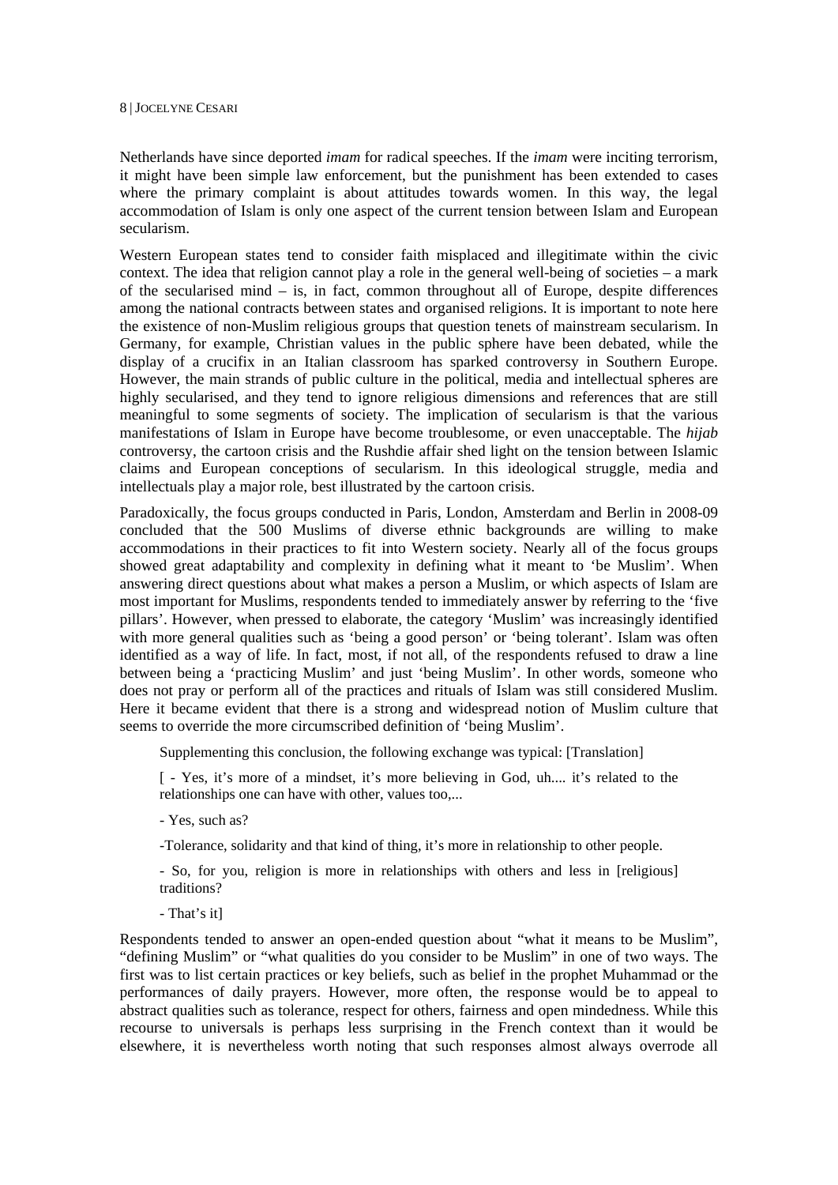Netherlands have since deported *imam* for radical speeches. If the *imam* were inciting terrorism, it might have been simple law enforcement, but the punishment has been extended to cases where the primary complaint is about attitudes towards women. In this way, the legal accommodation of Islam is only one aspect of the current tension between Islam and European secularism.

Western European states tend to consider faith misplaced and illegitimate within the civic context. The idea that religion cannot play a role in the general well-being of societies – a mark of the secularised mind – is, in fact, common throughout all of Europe, despite differences among the national contracts between states and organised religions. It is important to note here the existence of non-Muslim religious groups that question tenets of mainstream secularism. In Germany, for example, Christian values in the public sphere have been debated, while the display of a crucifix in an Italian classroom has sparked controversy in Southern Europe. However, the main strands of public culture in the political, media and intellectual spheres are highly secularised, and they tend to ignore religious dimensions and references that are still meaningful to some segments of society. The implication of secularism is that the various manifestations of Islam in Europe have become troublesome, or even unacceptable. The *hijab* controversy, the cartoon crisis and the Rushdie affair shed light on the tension between Islamic claims and European conceptions of secularism. In this ideological struggle, media and intellectuals play a major role, best illustrated by the cartoon crisis.

Paradoxically, the focus groups conducted in Paris, London, Amsterdam and Berlin in 2008-09 concluded that the 500 Muslims of diverse ethnic backgrounds are willing to make accommodations in their practices to fit into Western society. Nearly all of the focus groups showed great adaptability and complexity in defining what it meant to 'be Muslim'. When answering direct questions about what makes a person a Muslim, or which aspects of Islam are most important for Muslims, respondents tended to immediately answer by referring to the 'five pillars'. However, when pressed to elaborate, the category 'Muslim' was increasingly identified with more general qualities such as 'being a good person' or 'being tolerant'. Islam was often identified as a way of life. In fact, most, if not all, of the respondents refused to draw a line between being a 'practicing Muslim' and just 'being Muslim'. In other words, someone who does not pray or perform all of the practices and rituals of Islam was still considered Muslim. Here it became evident that there is a strong and widespread notion of Muslim culture that seems to override the more circumscribed definition of 'being Muslim'.

> Supplementing this conclusion, the following exchange was typical: [Translation]
>
> [ - Yes, it's more of a mindset, it's more believing in God, uh.... it's related to the relationships one can have with other, values too,...
>
> - Yes, such as?
>
> -Tolerance, solidarity and that kind of thing, it's more in relationship to other people.
>
> - So, for you, religion is more in relationships with others and less in [religious] traditions?
>
> - That's it]

Respondents tended to answer an open-ended question about "what it means to be Muslim", "defining Muslim" or "what qualities do you consider to be Muslim" in one of two ways. The first was to list certain practices or key beliefs, such as belief in the prophet Muhammad or the performances of daily prayers. However, more often, the response would be to appeal to abstract qualities such as tolerance, respect for others, fairness and open mindedness. While this recourse to universals is perhaps less surprising in the French context than it would be elsewhere, it is nevertheless worth noting that such responses almost always overrode all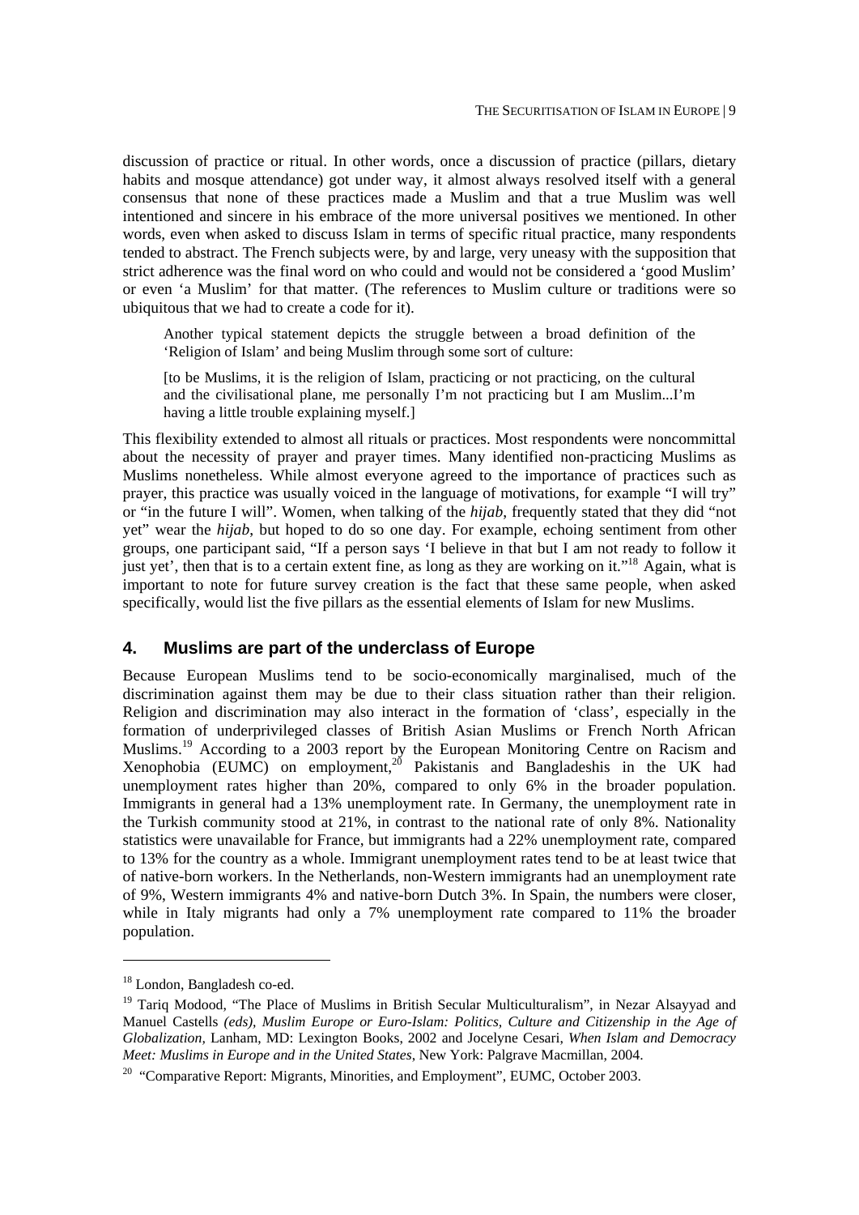discussion of practice or ritual. In other words, once a discussion of practice (pillars, dietary habits and mosque attendance) got under way, it almost always resolved itself with a general consensus that none of these practices made a Muslim and that a true Muslim was well intentioned and sincere in his embrace of the more universal positives we mentioned. In other words, even when asked to discuss Islam in terms of specific ritual practice, many respondents tended to abstract. The French subjects were, by and large, very uneasy with the supposition that strict adherence was the final word on who could and would not be considered a 'good Muslim' or even 'a Muslim' for that matter. (The references to Muslim culture or traditions were so ubiquitous that we had to create a code for it).

> Another typical statement depicts the struggle between a broad definition of the 'Religion of Islam' and being Muslim through some sort of culture:
>
> [to be Muslims, it is the religion of Islam, practicing or not practicing, on the cultural and the civilisational plane, me personally I'm not practicing but I am Muslim...I'm having a little trouble explaining myself.]

This flexibility extended to almost all rituals or practices. Most respondents were noncommittal about the necessity of prayer and prayer times. Many identified non-practicing Muslims as Muslims nonetheless. While almost everyone agreed to the importance of practices such as prayer, this practice was usually voiced in the language of motivations, for example "I will try" or "in the future I will". Women, when talking of the *hijab*, frequently stated that they did "not yet" wear the *hijab*, but hoped to do so one day. For example, echoing sentiment from other groups, one participant said, "If a person says 'I believe in that but I am not ready to follow it just yet', then that is to a certain extent fine, as long as they are working on it."[18] Again, what is important to note for future survey creation is the fact that these same people, when asked specifically, would list the five pillars as the essential elements of Islam for new Muslims.

## 4. Muslims are part of the underclass of Europe

Because European Muslims tend to be socio-economically marginalised, much of the discrimination against them may be due to their class situation rather than their religion. Religion and discrimination may also interact in the formation of 'class', especially in the formation of underprivileged classes of British Asian Muslims or French North African Muslims.[19] According to a 2003 report by the European Monitoring Centre on Racism and Xenophobia (EUMC) on employment,[20] Pakistanis and Bangladeshis in the UK had unemployment rates higher than 20%, compared to only 6% in the broader population. Immigrants in general had a 13% unemployment rate. In Germany, the unemployment rate in the Turkish community stood at 21%, in contrast to the national rate of only 8%. Nationality statistics were unavailable for France, but immigrants had a 22% unemployment rate, compared to 13% for the country as a whole. Immigrant unemployment rates tend to be at least twice that of native-born workers. In the Netherlands, non-Western immigrants had an unemployment rate of 9%, Western immigrants 4% and native-born Dutch 3%. In Spain, the numbers were closer, while in Italy migrants had only a 7% unemployment rate compared to 11% the broader population.

---

[18] London, Bangladesh co-ed.

[19] Tariq Modood, "The Place of Muslims in British Secular Multiculturalism", in Nezar Alsayyad and Manuel Castells *(eds), Muslim Europe or Euro-Islam: Politics, Culture and Citizenship in the Age of Globalization*, Lanham, MD: Lexington Books, 2002 and Jocelyne Cesari, *When Islam and Democracy Meet: Muslims in Europe and in the United States*, New York: Palgrave Macmillan, 2004.

[20] "Comparative Report: Migrants, Minorities, and Employment", EUMC, October 2003.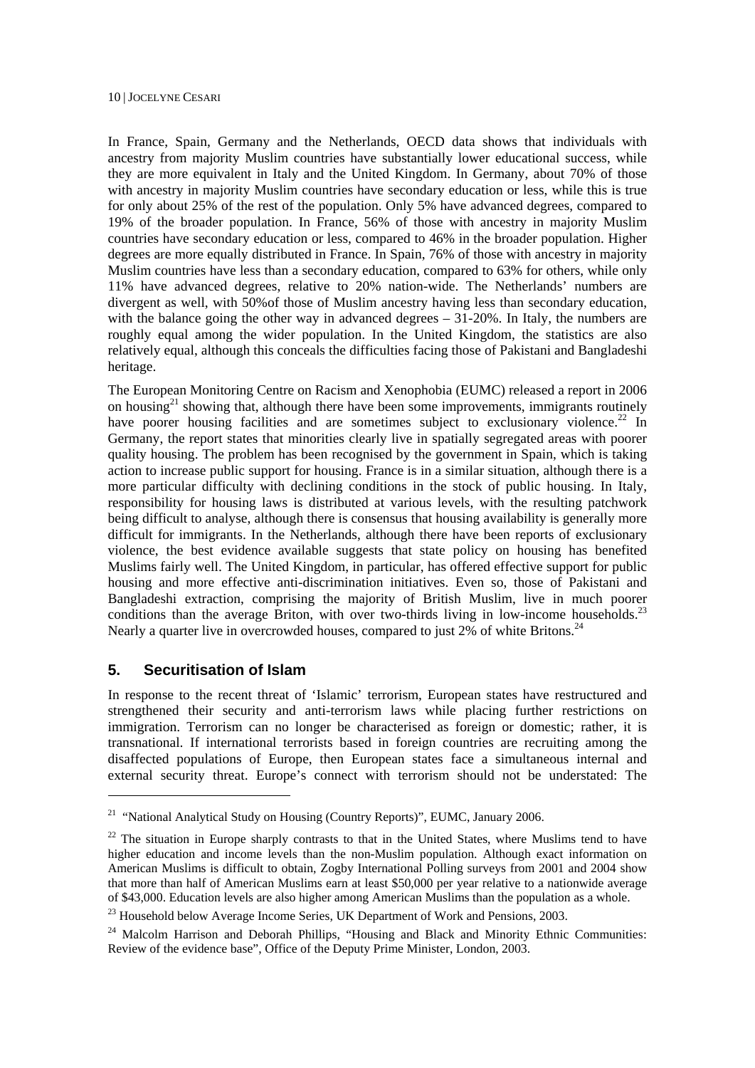In France, Spain, Germany and the Netherlands, OECD data shows that individuals with ancestry from majority Muslim countries have substantially lower educational success, while they are more equivalent in Italy and the United Kingdom. In Germany, about 70% of those with ancestry in majority Muslim countries have secondary education or less, while this is true for only about 25% of the rest of the population. Only 5% have advanced degrees, compared to 19% of the broader population. In France, 56% of those with ancestry in majority Muslim countries have secondary education or less, compared to 46% in the broader population. Higher degrees are more equally distributed in France. In Spain, 76% of those with ancestry in majority Muslim countries have less than a secondary education, compared to 63% for others, while only 11% have advanced degrees, relative to 20% nation-wide. The Netherlands' numbers are divergent as well, with 50%of those of Muslim ancestry having less than secondary education, with the balance going the other way in advanced degrees – 31-20%. In Italy, the numbers are roughly equal among the wider population. In the United Kingdom, the statistics are also relatively equal, although this conceals the difficulties facing those of Pakistani and Bangladeshi heritage.

The European Monitoring Centre on Racism and Xenophobia (EUMC) released a report in 2006 on housing[21] showing that, although there have been some improvements, immigrants routinely have poorer housing facilities and are sometimes subject to exclusionary violence.[22] In Germany, the report states that minorities clearly live in spatially segregated areas with poorer quality housing. The problem has been recognised by the government in Spain, which is taking action to increase public support for housing. France is in a similar situation, although there is a more particular difficulty with declining conditions in the stock of public housing. In Italy, responsibility for housing laws is distributed at various levels, with the resulting patchwork being difficult to analyse, although there is consensus that housing availability is generally more difficult for immigrants. In the Netherlands, although there have been reports of exclusionary violence, the best evidence available suggests that state policy on housing has benefited Muslims fairly well. The United Kingdom, in particular, has offered effective support for public housing and more effective anti-discrimination initiatives. Even so, those of Pakistani and Bangladeshi extraction, comprising the majority of British Muslim, live in much poorer conditions than the average Briton, with over two-thirds living in low-income households.[23] Nearly a quarter live in overcrowded houses, compared to just 2% of white Britons.[24]

## 5. Securitisation of Islam

In response to the recent threat of 'Islamic' terrorism, European states have restructured and strengthened their security and anti-terrorism laws while placing further restrictions on immigration. Terrorism can no longer be characterised as foreign or domestic; rather, it is transnational. If international terrorists based in foreign countries are recruiting among the disaffected populations of Europe, then European states face a simultaneous internal and external security threat. Europe's connect with terrorism should not be understated: The

---

[21] "National Analytical Study on Housing (Country Reports)", EUMC, January 2006.

[22] The situation in Europe sharply contrasts to that in the United States, where Muslims tend to have higher education and income levels than the non-Muslim population. Although exact information on American Muslims is difficult to obtain, Zogby International Polling surveys from 2001 and 2004 show that more than half of American Muslims earn at least $50,000 per year relative to a nationwide average of $43,000. Education levels are also higher among American Muslims than the population as a whole.

[23] Household below Average Income Series, UK Department of Work and Pensions, 2003.

[24] Malcolm Harrison and Deborah Phillips, "Housing and Black and Minority Ethnic Communities: Review of the evidence base", Office of the Deputy Prime Minister, London, 2003.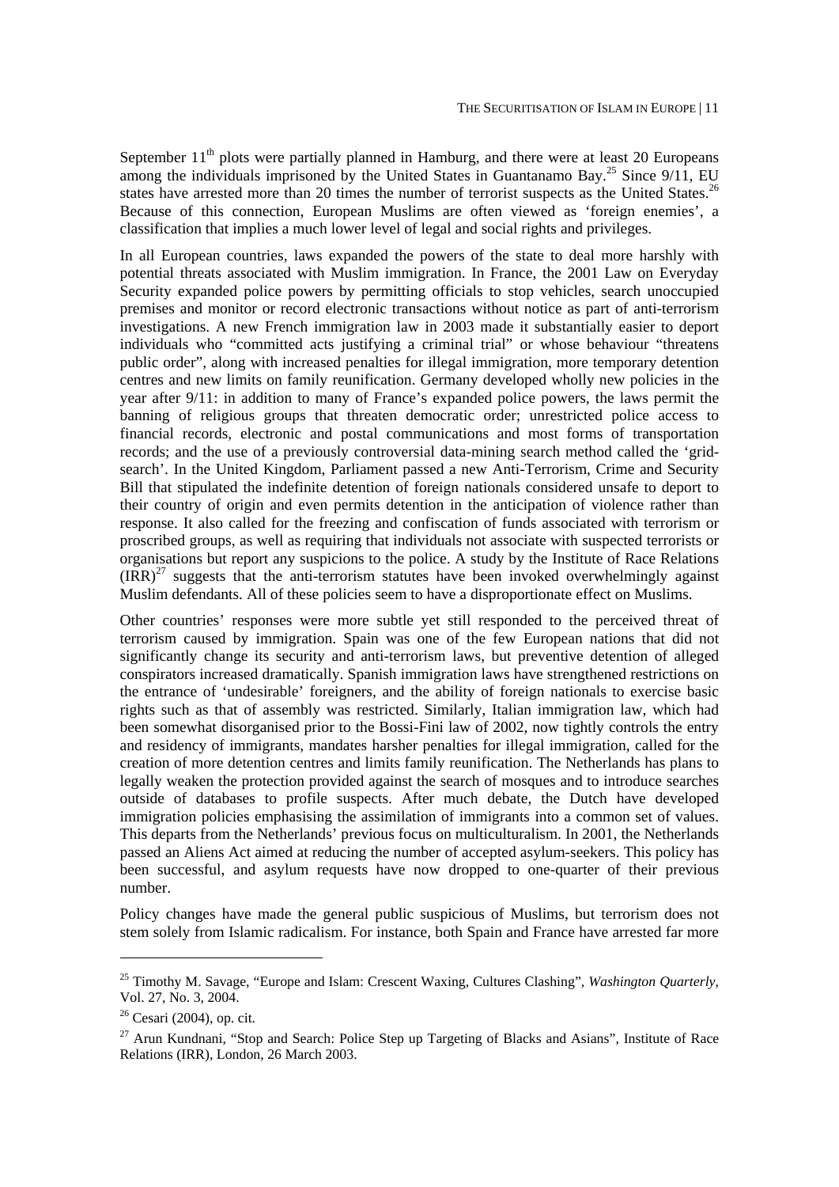September 11th plots were partially planned in Hamburg, and there were at least 20 Europeans among the individuals imprisoned by the United States in Guantanamo Bay.[25] Since 9/11, EU states have arrested more than 20 times the number of terrorist suspects as the United States.[26] Because of this connection, European Muslims are often viewed as 'foreign enemies', a classification that implies a much lower level of legal and social rights and privileges.

In all European countries, laws expanded the powers of the state to deal more harshly with potential threats associated with Muslim immigration. In France, the 2001 Law on Everyday Security expanded police powers by permitting officials to stop vehicles, search unoccupied premises and monitor or record electronic transactions without notice as part of anti-terrorism investigations. A new French immigration law in 2003 made it substantially easier to deport individuals who "committed acts justifying a criminal trial" or whose behaviour "threatens public order", along with increased penalties for illegal immigration, more temporary detention centres and new limits on family reunification. Germany developed wholly new policies in the year after 9/11: in addition to many of France's expanded police powers, the laws permit the banning of religious groups that threaten democratic order; unrestricted police access to financial records, electronic and postal communications and most forms of transportation records; and the use of a previously controversial data-mining search method called the 'grid-search'. In the United Kingdom, Parliament passed a new Anti-Terrorism, Crime and Security Bill that stipulated the indefinite detention of foreign nationals considered unsafe to deport to their country of origin and even permits detention in the anticipation of violence rather than response. It also called for the freezing and confiscation of funds associated with terrorism or proscribed groups, as well as requiring that individuals not associate with suspected terrorists or organisations but report any suspicions to the police. A study by the Institute of Race Relations (IRR)[27] suggests that the anti-terrorism statutes have been invoked overwhelmingly against Muslim defendants. All of these policies seem to have a disproportionate effect on Muslims.

Other countries' responses were more subtle yet still responded to the perceived threat of terrorism caused by immigration. Spain was one of the few European nations that did not significantly change its security and anti-terrorism laws, but preventive detention of alleged conspirators increased dramatically. Spanish immigration laws have strengthened restrictions on the entrance of 'undesirable' foreigners, and the ability of foreign nationals to exercise basic rights such as that of assembly was restricted. Similarly, Italian immigration law, which had been somewhat disorganised prior to the Bossi-Fini law of 2002, now tightly controls the entry and residency of immigrants, mandates harsher penalties for illegal immigration, called for the creation of more detention centres and limits family reunification. The Netherlands has plans to legally weaken the protection provided against the search of mosques and to introduce searches outside of databases to profile suspects. After much debate, the Dutch have developed immigration policies emphasising the assimilation of immigrants into a common set of values. This departs from the Netherlands' previous focus on multiculturalism. In 2001, the Netherlands passed an Aliens Act aimed at reducing the number of accepted asylum-seekers. This policy has been successful, and asylum requests have now dropped to one-quarter of their previous number.

Policy changes have made the general public suspicious of Muslims, but terrorism does not stem solely from Islamic radicalism. For instance, both Spain and France have arrested far more

---

[25] Timothy M. Savage, "Europe and Islam: Crescent Waxing, Cultures Clashing", *Washington Quarterly*, Vol. 27, No. 3, 2004.

[26] Cesari (2004), op. cit.

[27] Arun Kundnani, "Stop and Search: Police Step up Targeting of Blacks and Asians", Institute of Race Relations (IRR), London, 26 March 2003.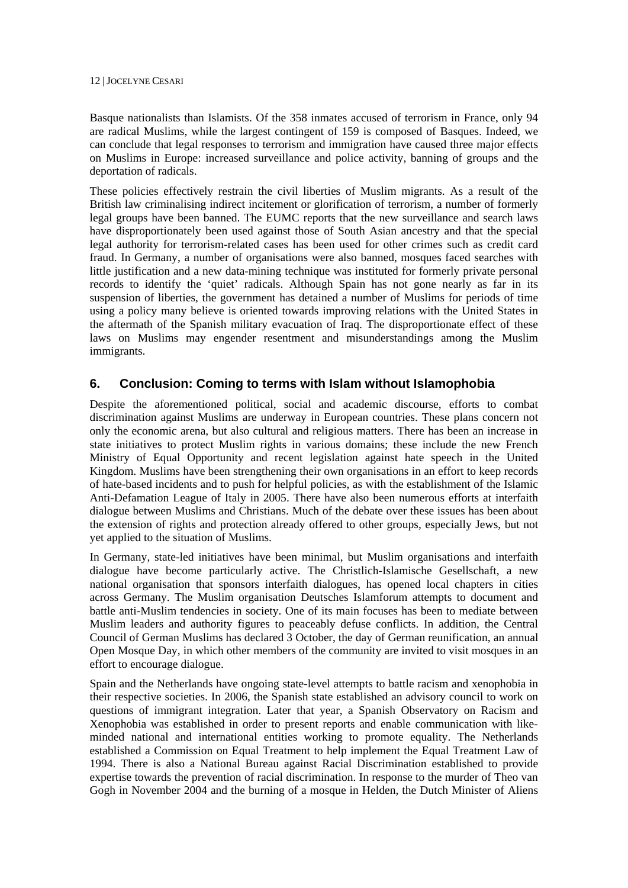Basque nationalists than Islamists. Of the 358 inmates accused of terrorism in France, only 94 are radical Muslims, while the largest contingent of 159 is composed of Basques. Indeed, we can conclude that legal responses to terrorism and immigration have caused three major effects on Muslims in Europe: increased surveillance and police activity, banning of groups and the deportation of radicals.

These policies effectively restrain the civil liberties of Muslim migrants. As a result of the British law criminalising indirect incitement or glorification of terrorism, a number of formerly legal groups have been banned. The EUMC reports that the new surveillance and search laws have disproportionately been used against those of South Asian ancestry and that the special legal authority for terrorism-related cases has been used for other crimes such as credit card fraud. In Germany, a number of organisations were also banned, mosques faced searches with little justification and a new data-mining technique was instituted for formerly private personal records to identify the 'quiet' radicals. Although Spain has not gone nearly as far in its suspension of liberties, the government has detained a number of Muslims for periods of time using a policy many believe is oriented towards improving relations with the United States in the aftermath of the Spanish military evacuation of Iraq. The disproportionate effect of these laws on Muslims may engender resentment and misunderstandings among the Muslim immigrants.

## 6. Conclusion: Coming to terms with Islam without Islamophobia

Despite the aforementioned political, social and academic discourse, efforts to combat discrimination against Muslims are underway in European countries. These plans concern not only the economic arena, but also cultural and religious matters. There has been an increase in state initiatives to protect Muslim rights in various domains; these include the new French Ministry of Equal Opportunity and recent legislation against hate speech in the United Kingdom. Muslims have been strengthening their own organisations in an effort to keep records of hate-based incidents and to push for helpful policies, as with the establishment of the Islamic Anti-Defamation League of Italy in 2005. There have also been numerous efforts at interfaith dialogue between Muslims and Christians. Much of the debate over these issues has been about the extension of rights and protection already offered to other groups, especially Jews, but not yet applied to the situation of Muslims.

In Germany, state-led initiatives have been minimal, but Muslim organisations and interfaith dialogue have become particularly active. The Christlich-Islamische Gesellschaft, a new national organisation that sponsors interfaith dialogues, has opened local chapters in cities across Germany. The Muslim organisation Deutsches Islamforum attempts to document and battle anti-Muslim tendencies in society. One of its main focuses has been to mediate between Muslim leaders and authority figures to peaceably defuse conflicts. In addition, the Central Council of German Muslims has declared 3 October, the day of German reunification, an annual Open Mosque Day, in which other members of the community are invited to visit mosques in an effort to encourage dialogue.

Spain and the Netherlands have ongoing state-level attempts to battle racism and xenophobia in their respective societies. In 2006, the Spanish state established an advisory council to work on questions of immigrant integration. Later that year, a Spanish Observatory on Racism and Xenophobia was established in order to present reports and enable communication with like-minded national and international entities working to promote equality. The Netherlands established a Commission on Equal Treatment to help implement the Equal Treatment Law of 1994. There is also a National Bureau against Racial Discrimination established to provide expertise towards the prevention of racial discrimination. In response to the murder of Theo van Gogh in November 2004 and the burning of a mosque in Helden, the Dutch Minister of Aliens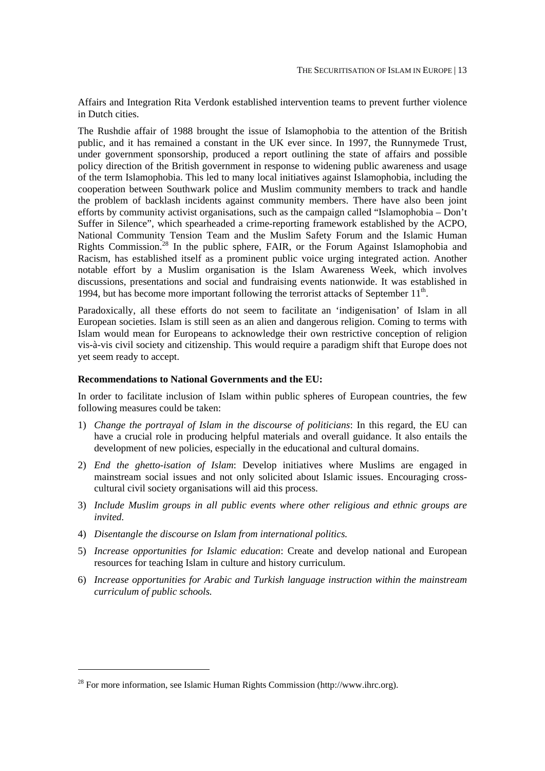Affairs and Integration Rita Verdonk established intervention teams to prevent further violence in Dutch cities.

The Rushdie affair of 1988 brought the issue of Islamophobia to the attention of the British public, and it has remained a constant in the UK ever since. In 1997, the Runnymede Trust, under government sponsorship, produced a report outlining the state of affairs and possible policy direction of the British government in response to widening public awareness and usage of the term Islamophobia. This led to many local initiatives against Islamophobia, including the cooperation between Southwark police and Muslim community members to track and handle the problem of backlash incidents against community members. There have also been joint efforts by community activist organisations, such as the campaign called "Islamophobia – Don't Suffer in Silence", which spearheaded a crime-reporting framework established by the ACPO, National Community Tension Team and the Muslim Safety Forum and the Islamic Human Rights Commission.[28] In the public sphere, FAIR, or the Forum Against Islamophobia and Racism, has established itself as a prominent public voice urging integrated action. Another notable effort by a Muslim organisation is the Islam Awareness Week, which involves discussions, presentations and social and fundraising events nationwide. It was established in 1994, but has become more important following the terrorist attacks of September 11th.

Paradoxically, all these efforts do not seem to facilitate an 'indigenisation' of Islam in all European societies. Islam is still seen as an alien and dangerous religion. Coming to terms with Islam would mean for Europeans to acknowledge their own restrictive conception of religion vis-à-vis civil society and citizenship. This would require a paradigm shift that Europe does not yet seem ready to accept.

**Recommendations to National Governments and the EU:**

In order to facilitate inclusion of Islam within public spheres of European countries, the few following measures could be taken:

1) *Change the portrayal of Islam in the discourse of politicians*: In this regard, the EU can have a crucial role in producing helpful materials and overall guidance. It also entails the development of new policies, especially in the educational and cultural domains.
2) *End the ghetto-isation of Islam*: Develop initiatives where Muslims are engaged in mainstream social issues and not only solicited about Islamic issues. Encouraging cross-cultural civil society organisations will aid this process.
3) *Include Muslim groups in all public events where other religious and ethnic groups are invited.*
4) *Disentangle the discourse on Islam from international politics.*
5) *Increase opportunities for Islamic education*: Create and develop national and European resources for teaching Islam in culture and history curriculum.
6) *Increase opportunities for Arabic and Turkish language instruction within the mainstream curriculum of public schools.*

[28] For more information, see Islamic Human Rights Commission (http://www.ihrc.org).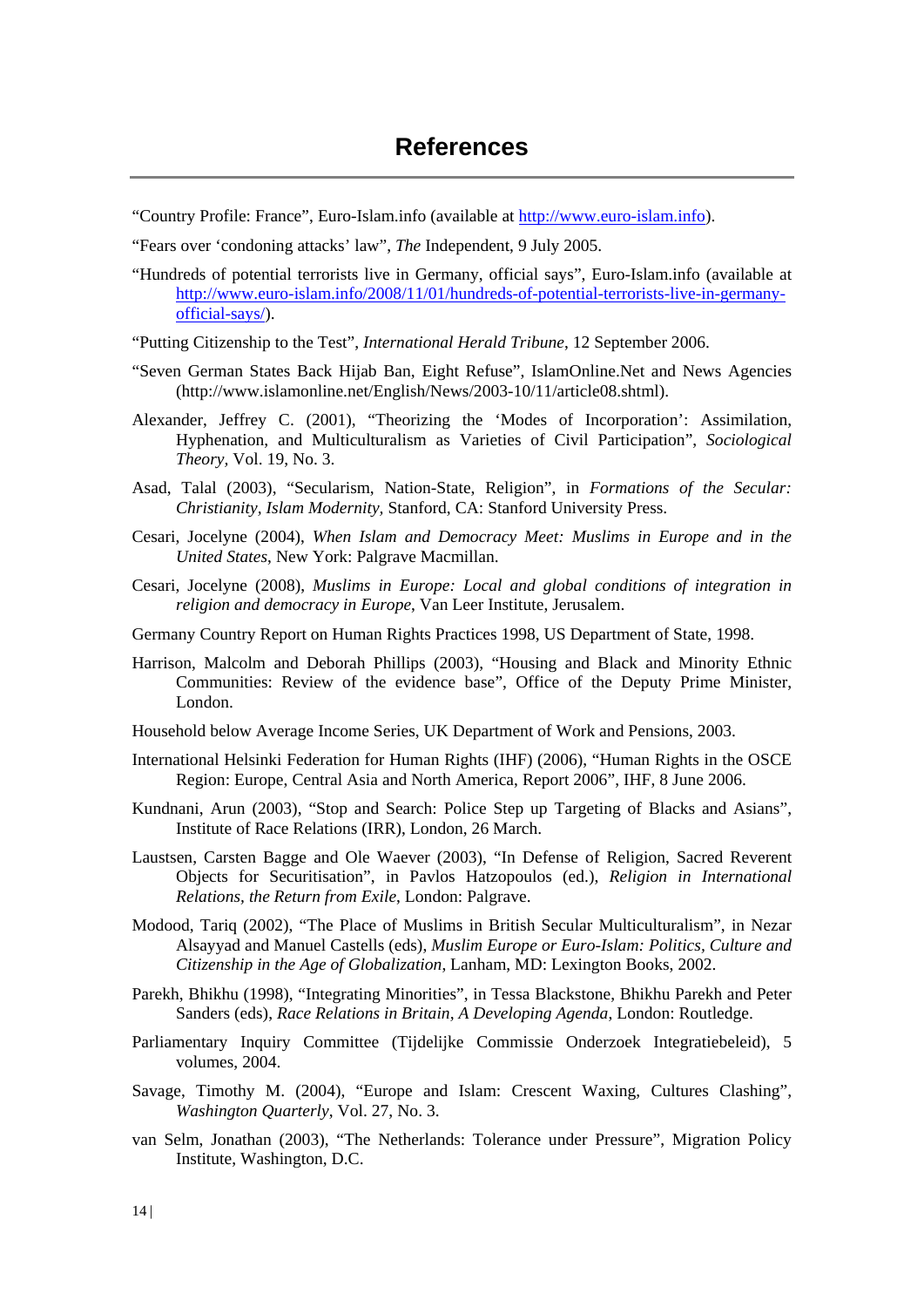# References

"Country Profile: France", Euro-Islam.info (available at http://www.euro-islam.info).

"Fears over 'condoning attacks' law", *The* Independent, 9 July 2005.

"Hundreds of potential terrorists live in Germany, official says", Euro-Islam.info (available at http://www.euro-islam.info/2008/11/01/hundreds-of-potential-terrorists-live-in-germany-official-says/).

"Putting Citizenship to the Test", *International Herald Tribune*, 12 September 2006.

"Seven German States Back Hijab Ban, Eight Refuse", IslamOnline.Net and News Agencies (http://www.islamonline.net/English/News/2003-10/11/article08.shtml).

Alexander, Jeffrey C. (2001), "Theorizing the 'Modes of Incorporation': Assimilation, Hyphenation, and Multiculturalism as Varieties of Civil Participation", *Sociological Theory*, Vol. 19, No. 3.

Asad, Talal (2003), "Secularism, Nation-State, Religion", in *Formations of the Secular: Christianity, Islam Modernity,* Stanford, CA: Stanford University Press.

Cesari, Jocelyne (2004), *When Islam and Democracy Meet: Muslims in Europe and in the United States*, New York: Palgrave Macmillan.

Cesari, Jocelyne (2008), *Muslims in Europe: Local and global conditions of integration in religion and democracy in Europe*, Van Leer Institute, Jerusalem.

Germany Country Report on Human Rights Practices 1998, US Department of State, 1998.

Harrison, Malcolm and Deborah Phillips (2003), "Housing and Black and Minority Ethnic Communities: Review of the evidence base", Office of the Deputy Prime Minister, London.

Household below Average Income Series, UK Department of Work and Pensions, 2003.

International Helsinki Federation for Human Rights (IHF) (2006), "Human Rights in the OSCE Region: Europe, Central Asia and North America, Report 2006", IHF, 8 June 2006.

Kundnani, Arun (2003), "Stop and Search: Police Step up Targeting of Blacks and Asians", Institute of Race Relations (IRR), London, 26 March.

Laustsen, Carsten Bagge and Ole Waever (2003), "In Defense of Religion, Sacred Reverent Objects for Securitisation", in Pavlos Hatzopoulos (ed.), *Religion in International Relations, the Return from Exile*, London: Palgrave.

Modood, Tariq (2002), "The Place of Muslims in British Secular Multiculturalism", in Nezar Alsayyad and Manuel Castells (eds), *Muslim Europe or Euro-Islam: Politics, Culture and Citizenship in the Age of Globalization*, Lanham, MD: Lexington Books, 2002.

Parekh, Bhikhu (1998), "Integrating Minorities", in Tessa Blackstone, Bhikhu Parekh and Peter Sanders (eds), *Race Relations in Britain, A Developing Agenda*, London: Routledge.

Parliamentary Inquiry Committee (Tijdelijke Commissie Onderzoek Integratiebeleid), 5 volumes, 2004.

Savage, Timothy M. (2004), "Europe and Islam: Crescent Waxing, Cultures Clashing", *Washington Quarterly*, Vol. 27, No. 3.

van Selm, Jonathan (2003), "The Netherlands: Tolerance under Pressure", Migration Policy Institute, Washington, D.C.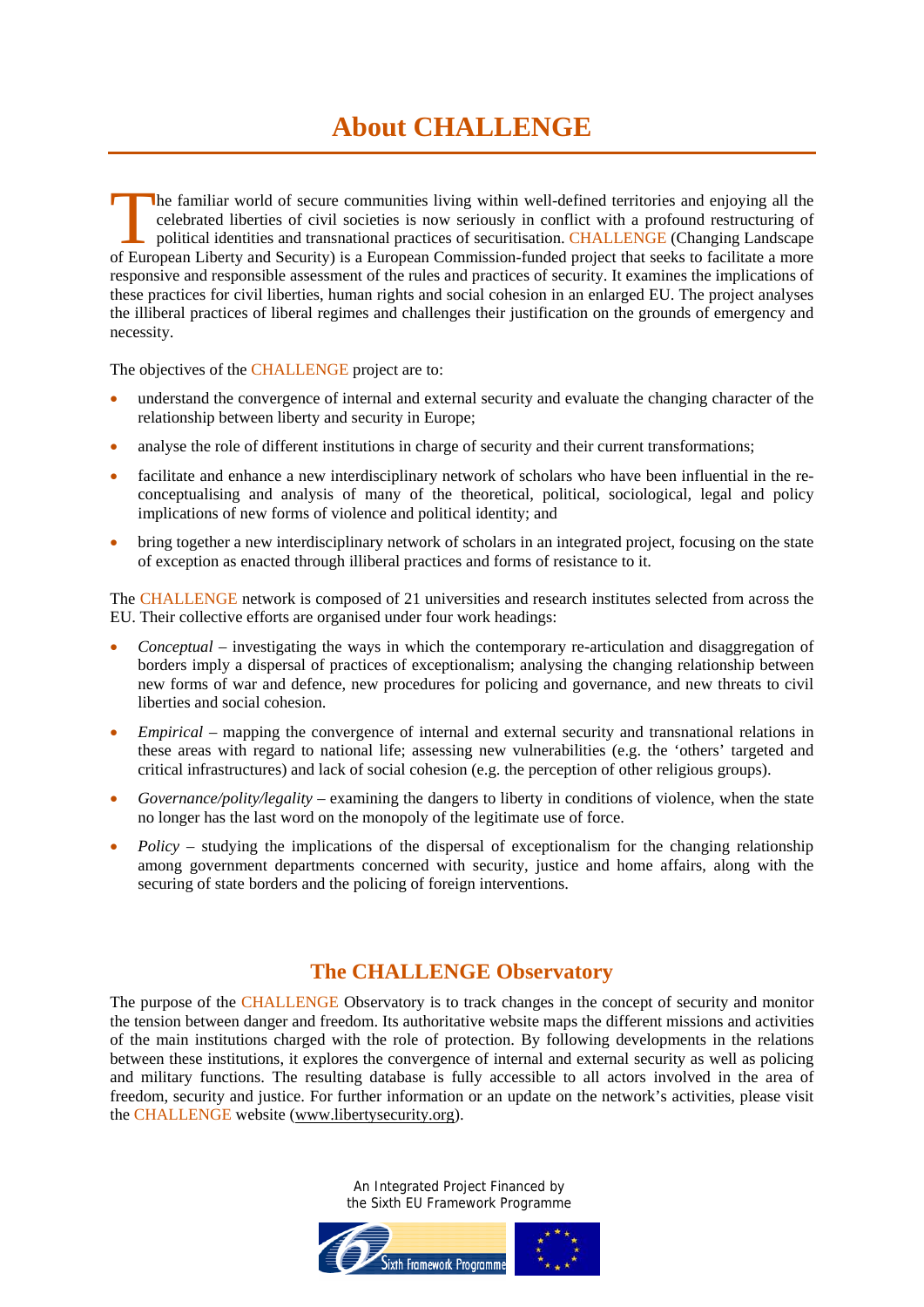# About CHALLENGE

The familiar world of secure communities living within well-defined territories and enjoying all the celebrated liberties of civil societies is now seriously in conflict with a profound restructuring of political identities and transnational practices of securitisation. CHALLENGE (Changing Landscape of European Liberty and Security) is a European Commission-funded project that seeks to facilitate a more responsive and responsible assessment of the rules and practices of security. It examines the implications of these practices for civil liberties, human rights and social cohesion in an enlarged EU. The project analyses the illiberal practices of liberal regimes and challenges their justification on the grounds of emergency and necessity.

The objectives of the CHALLENGE project are to:

- understand the convergence of internal and external security and evaluate the changing character of the relationship between liberty and security in Europe;
- analyse the role of different institutions in charge of security and their current transformations;
- facilitate and enhance a new interdisciplinary network of scholars who have been influential in the re-conceptualising and analysis of many of the theoretical, political, sociological, legal and policy implications of new forms of violence and political identity; and
- bring together a new interdisciplinary network of scholars in an integrated project, focusing on the state of exception as enacted through illiberal practices and forms of resistance to it.

The CHALLENGE network is composed of 21 universities and research institutes selected from across the EU. Their collective efforts are organised under four work headings:

- *Conceptual* – investigating the ways in which the contemporary re-articulation and disaggregation of borders imply a dispersal of practices of exceptionalism; analysing the changing relationship between new forms of war and defence, new procedures for policing and governance, and new threats to civil liberties and social cohesion.
- *Empirical* – mapping the convergence of internal and external security and transnational relations in these areas with regard to national life; assessing new vulnerabilities (e.g. the 'others' targeted and critical infrastructures) and lack of social cohesion (e.g. the perception of other religious groups).
- *Governance/polity/legality* – examining the dangers to liberty in conditions of violence, when the state no longer has the last word on the monopoly of the legitimate use of force.
- *Policy* – studying the implications of the dispersal of exceptionalism for the changing relationship among government departments concerned with security, justice and home affairs, along with the securing of state borders and the policing of foreign interventions.

## The CHALLENGE Observatory

The purpose of the CHALLENGE Observatory is to track changes in the concept of security and monitor the tension between danger and freedom. Its authoritative website maps the different missions and activities of the main institutions charged with the role of protection. By following developments in the relations between these institutions, it explores the convergence of internal and external security as well as policing and military functions. The resulting database is fully accessible to all actors involved in the area of freedom, security and justice. For further information or an update on the network's activities, please visit the CHALLENGE website (www.libertysecurity.org).

An Integrated Project Financed by
the Sixth EU Framework Programme

Sixth Framework Programme